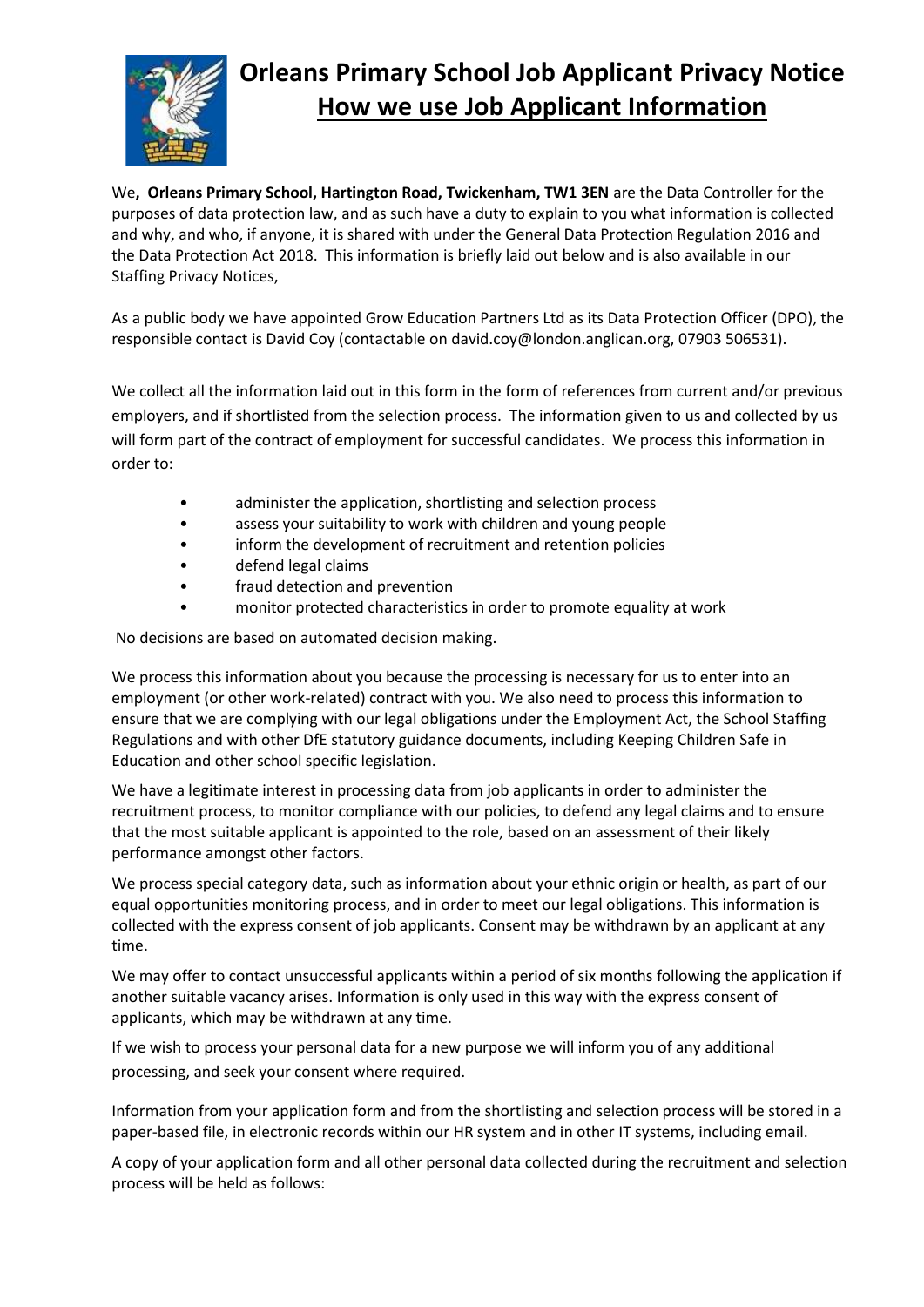# Orleans Primary School Job Applicant Privacy Notice

## How we use Job Applicant Information

We**, Orleans Primary School, Hartington Road, Twickenham, TW1 3EN** are the Data Controller for the purposes of data protection law, and as such have a duty to explain to you what information is collected and why, and who, if anyone, it is shared with under the General Data Protection Regulation 2016 and the Data Protection Act 2018. This information is briefly laid out below and is also available in our Staffing Privacy Notices,

As a public body we have appointed Grow Education Partners Ltd as its Data Protection Officer (DPO), the responsible contact is David Coy (contactable on david.coy@london.anglican.org, 07903 506531).

We collect all the information laid out in this form in the form of references from current and/or previous employers, and if shortlisted from the selection process. The information given to us and collected by us will form part of the contract of employment for successful candidates. We process this information in order to:

- administer the application, shortlisting and selection process
- assess your suitability to work with children and young people
- inform the development of recruitment and retention policies
- defend legal claims
- fraud detection and prevention
- monitor protected characteristics in order to promote equality at work

No decisions are based on automated decision making.

We process this information about you because the processing is necessary for us to enter into an employment (or other work-related) contract with you. We also need to process this information to ensure that we are complying with our legal obligations under the Employment Act, the School Staffing Regulations and with other DfE statutory guidance documents, including Keeping Children Safe in Education and other school specific legislation.

We have a legitimate interest in processing data from job applicants in order to administer the recruitment process, to monitor compliance with our policies, to defend any legal claims and to ensure that the most suitable applicant is appointed to the role, based on an assessment of their likely performance amongst other factors.

We process special category data, such as information about your ethnic origin or health, as part of our equal opportunities monitoring process, and in order to meet our legal obligations. This information is collected with the express consent of job applicants. Consent may be withdrawn by an applicant at any time.

We may offer to contact unsuccessful applicants within a period of six months following the application if another suitable vacancy arises. Information is only used in this way with the express consent of applicants, which may be withdrawn at any time.

If we wish to process your personal data for a new purpose we will inform you of any additional processing, and seek your consent where required.

Information from your application form and from the shortlisting and selection process will be stored in a paper-based file, in electronic records within our HR system and in other IT systems, including email.

A copy of your application form and all other personal data collected during the recruitment and selection process will be held as follows: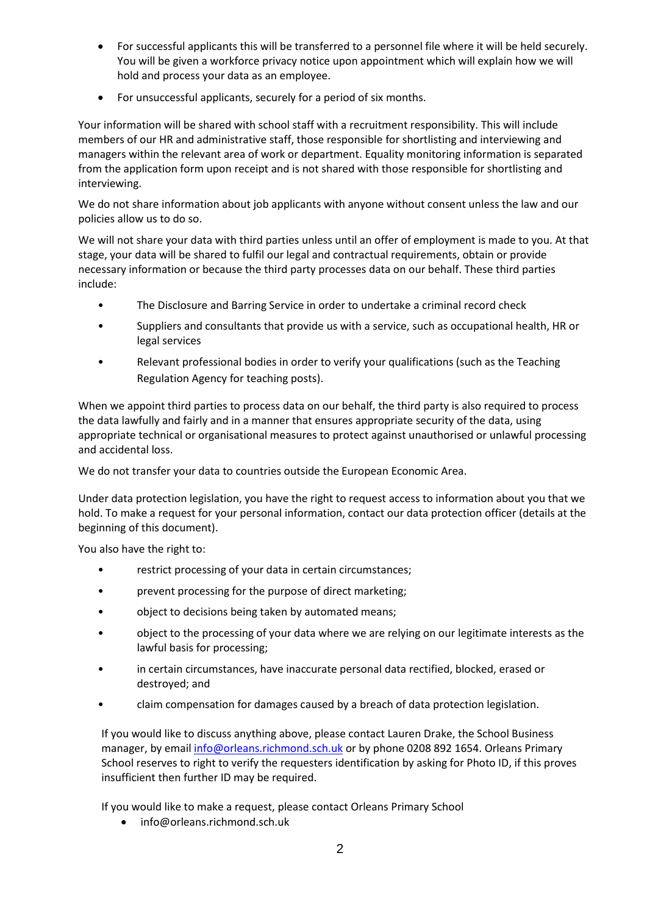- For successful applicants this will be transferred to a personnel file where it will be held securely. You will be given a workforce privacy notice upon appointment which will explain how we will hold and process your data as an employee.
- For unsuccessful applicants, securely for a period of six months.

Your information will be shared with school staff with a recruitment responsibility. This will include members of our HR and administrative staff, those responsible for shortlisting and interviewing and managers within the relevant area of work or department. Equality monitoring information is separated from the application form upon receipt and is not shared with those responsible for shortlisting and interviewing.

We do not share information about job applicants with anyone without consent unless the law and our policies allow us to do so.

We will not share your data with third parties unless until an offer of employment is made to you. At that stage, your data will be shared to fulfil our legal and contractual requirements, obtain or provide necessary information or because the third party processes data on our behalf. These third parties include:

- The Disclosure and Barring Service in order to undertake a criminal record check
- Suppliers and consultants that provide us with a service, such as occupational health, HR or legal services
- Relevant professional bodies in order to verify your qualifications (such as the Teaching Regulation Agency for teaching posts).

When we appoint third parties to process data on our behalf, the third party is also required to process the data lawfully and fairly and in a manner that ensures appropriate security of the data, using appropriate technical or organisational measures to protect against unauthorised or unlawful processing and accidental loss.

We do not transfer your data to countries outside the European Economic Area.

Under data protection legislation, you have the right to request access to information about you that we hold. To make a request for your personal information, contact our data protection officer (details at the beginning of this document).

You also have the right to:

- restrict processing of your data in certain circumstances;
- prevent processing for the purpose of direct marketing;
- object to decisions being taken by automated means;
- object to the processing of your data where we are relying on our legitimate interests as the lawful basis for processing;
- in certain circumstances, have inaccurate personal data rectified, blocked, erased or destroyed; and
- claim compensation for damages caused by a breach of data protection legislation.

If you would like to discuss anything above, please contact Lauren Drake, the School Business manager, by email info@orleans.richmond.sch.uk or by phone 0208 892 1654. Orleans Primary School reserves to right to verify the requesters identification by asking for Photo ID, if this proves insufficient then further ID may be required.

If you would like to make a request, please contact Orleans Primary School

- info@orleans.richmond.sch.uk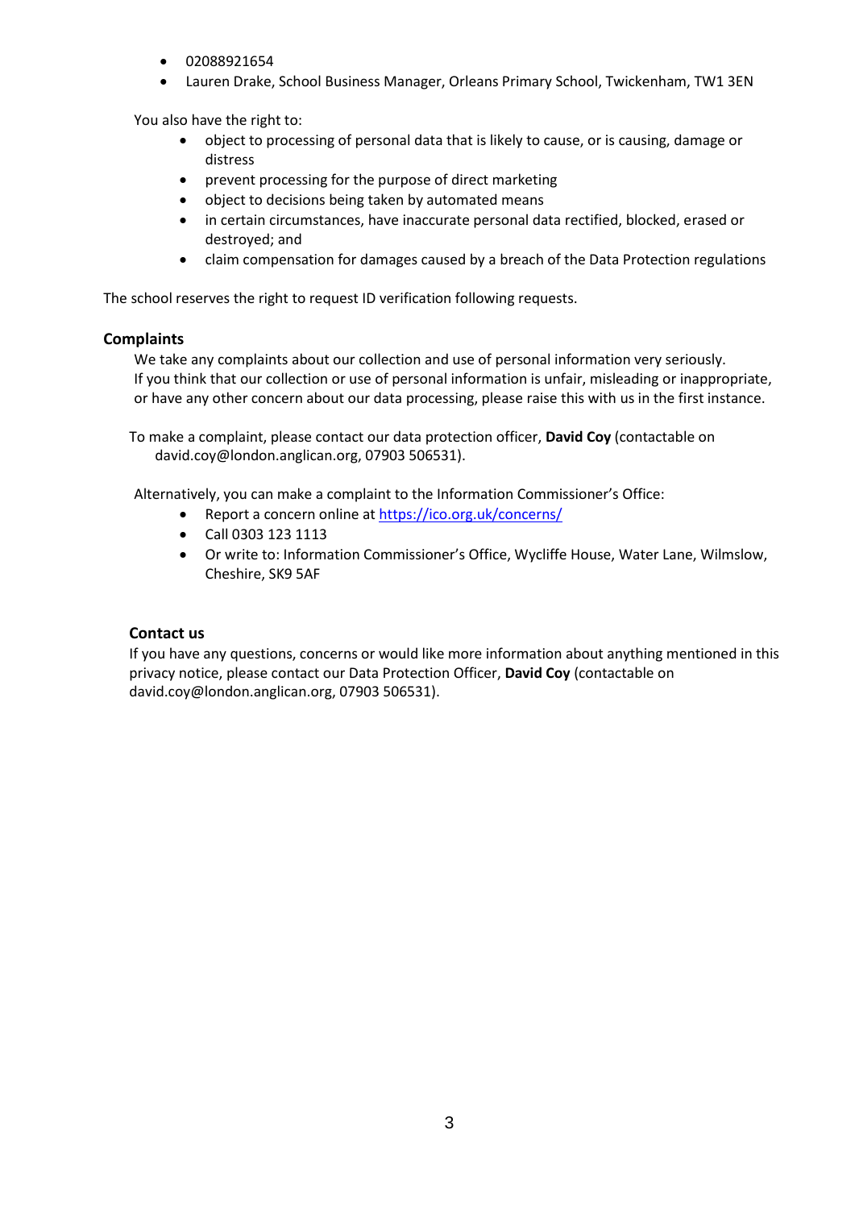- 02088921654
- Lauren Drake, School Business Manager, Orleans Primary School, Twickenham, TW1 3EN

You also have the right to:

- object to processing of personal data that is likely to cause, or is causing, damage or distress
- prevent processing for the purpose of direct marketing
- object to decisions being taken by automated means
- in certain circumstances, have inaccurate personal data rectified, blocked, erased or destroyed; and
- claim compensation for damages caused by a breach of the Data Protection regulations

The school reserves the right to request ID verification following requests.

## Complaints

We take any complaints about our collection and use of personal information very seriously.
If you think that our collection or use of personal information is unfair, misleading or inappropriate, or have any other concern about our data processing, please raise this with us in the first instance.

To make a complaint, please contact our data protection officer, **David Coy** (contactable on david.coy@london.anglican.org, 07903 506531).

Alternatively, you can make a complaint to the Information Commissioner's Office:

- Report a concern online at https://ico.org.uk/concerns/
- Call 0303 123 1113
- Or write to: Information Commissioner's Office, Wycliffe House, Water Lane, Wilmslow, Cheshire, SK9 5AF

## Contact us

If you have any questions, concerns or would like more information about anything mentioned in this privacy notice, please contact our Data Protection Officer, **David Coy** (contactable on david.coy@london.anglican.org, 07903 506531).